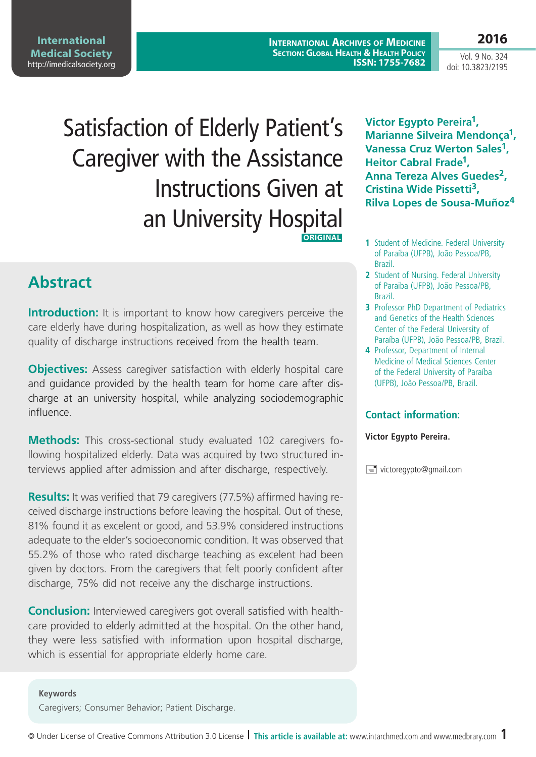# Satisfaction of Elderly Patient's Caregiver with the Assistance Instructions Given at an University Hospital

**ORIGINAL**

**Victor Egypto Pereira[1], Marianne Silveira Mendonça[1], Vanessa Cruz Werton Sales[1], Heitor Cabral Frade[1], Anna Tereza Alves Guedes[2], Cristina Wide Pissetti[3], Rilva Lopes de Sousa-Muñoz[4]**

1 Student of Medicine. Federal University of Paraíba (UFPB), João Pessoa/PB, Brazil.

2 Student of Nursing. Federal University of Paraíba (UFPB), João Pessoa/PB, Brazil.

3 Professor PhD Department of Pediatrics and Genetics of the Health Sciences Center of the Federal University of Paraíba (UFPB), João Pessoa/PB, Brazil.

4 Professor, Department of Internal Medicine of Medical Sciences Center of the Federal University of Paraíba (UFPB), João Pessoa/PB, Brazil.

## Contact information:

**Victor Egypto Pereira.**

victoregypto@gmail.com

## Abstract

**Introduction:** It is important to know how caregivers perceive the care elderly have during hospitalization, as well as how they estimate quality of discharge instructions received from the health team.

**Objectives:** Assess caregiver satisfaction with elderly hospital care and guidance provided by the health team for home care after discharge at an university hospital, while analyzing sociodemographic influence.

**Methods:** This cross-sectional study evaluated 102 caregivers following hospitalized elderly. Data was acquired by two structured interviews applied after admission and after discharge, respectively.

**Results:** It was verified that 79 caregivers (77.5%) affirmed having received discharge instructions before leaving the hospital. Out of these, 81% found it as excelent or good, and 53.9% considered instructions adequate to the elder's socioeconomic condition. It was observed that 55.2% of those who rated discharge teaching as excelent had been given by doctors. From the caregivers that felt poorly confident after discharge, 75% did not receive any the discharge instructions.

**Conclusion:** Interviewed caregivers got overall satisfied with health-care provided to elderly admitted at the hospital. On the other hand, they were less satisfied with information upon hospital discharge, which is essential for appropriate elderly home care.

**Keywords**

Caregivers; Consumer Behavior; Patient Discharge.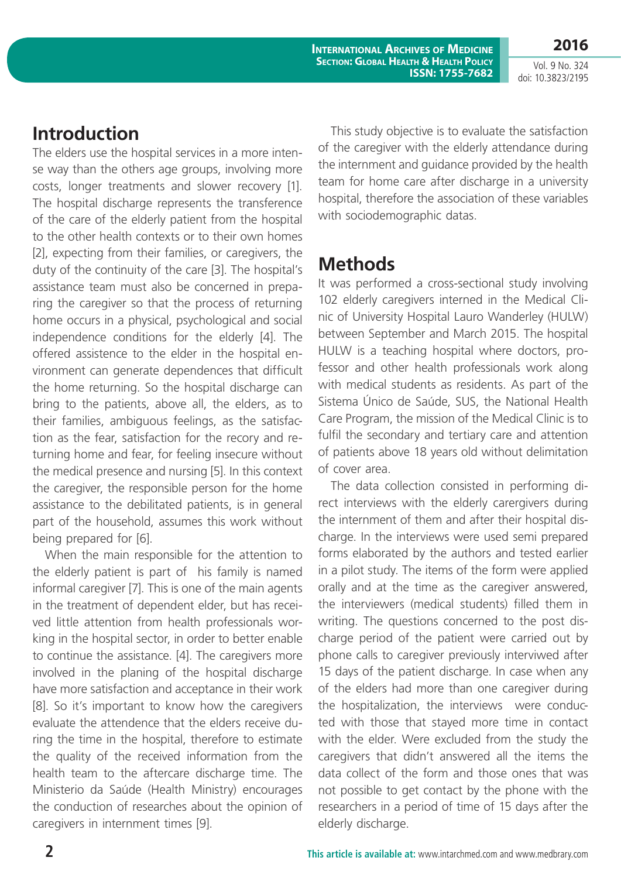## Introduction

The elders use the hospital services in a more intense way than the others age groups, involving more costs, longer treatments and slower recovery [1]. The hospital discharge represents the transference of the care of the elderly patient from the hospital to the other health contexts or to their own homes [2], expecting from their families, or caregivers, the duty of the continuity of the care [3]. The hospital's assistance team must also be concerned in preparing the caregiver so that the process of returning home occurs in a physical, psychological and social independence conditions for the elderly [4]. The offered assistence to the elder in the hospital environment can generate dependences that difficult the home returning. So the hospital discharge can bring to the patients, above all, the elders, as to their families, ambiguous feelings, as the satisfaction as the fear, satisfaction for the recory and returning home and fear, for feeling insecure without the medical presence and nursing [5]. In this context the caregiver, the responsible person for the home assistance to the debilitated patients, is in general part of the household, assumes this work without being prepared for [6].

When the main responsible for the attention to the elderly patient is part of his family is named informal caregiver [7]. This is one of the main agents in the treatment of dependent elder, but has received little attention from health professionals working in the hospital sector, in order to better enable to continue the assistance. [4]. The caregivers more involved in the planing of the hospital discharge have more satisfaction and acceptance in their work [8]. So it's important to know how the caregivers evaluate the attendence that the elders receive during the time in the hospital, therefore to estimate the quality of the received information from the health team to the aftercare discharge time. The Ministerio da Saúde (Health Ministry) encourages the conduction of researches about the opinion of caregivers in internment times [9].

This study objective is to evaluate the satisfaction of the caregiver with the elderly attendance during the internment and guidance provided by the health team for home care after discharge in a university hospital, therefore the association of these variables with sociodemographic datas.

## Methods

It was performed a cross-sectional study involving 102 elderly caregivers interned in the Medical Clinic of University Hospital Lauro Wanderley (HULW) between September and March 2015. The hospital HULW is a teaching hospital where doctors, professor and other health professionals work along with medical students as residents. As part of the Sistema Único de Saúde, SUS, the National Health Care Program, the mission of the Medical Clinic is to fulfil the secondary and tertiary care and attention of patients above 18 years old without delimitation of cover area.

The data collection consisted in performing direct interviews with the elderly carergivers during the internment of them and after their hospital discharge. In the interviews were used semi prepared forms elaborated by the authors and tested earlier in a pilot study. The items of the form were applied orally and at the time as the caregiver answered, the interviewers (medical students) filled them in writing. The questions concerned to the post discharge period of the patient were carried out by phone calls to caregiver previously interviwed after 15 days of the patient discharge. In case when any of the elders had more than one caregiver during the hospitalization, the interviews were conducted with those that stayed more time in contact with the elder. Were excluded from the study the caregivers that didn't answered all the items the data collect of the form and those ones that was not possible to get contact by the phone with the researchers in a period of time of 15 days after the elderly discharge.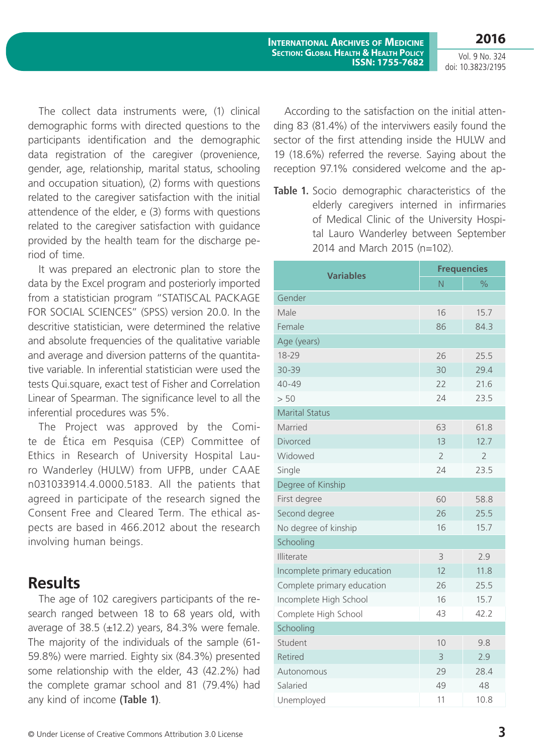The collect data instruments were, (1) clinical demographic forms with directed questions to the participants identification and the demographic data registration of the caregiver (provenience, gender, age, relationship, marital status, schooling and occupation situation), (2) forms with questions related to the caregiver satisfaction with the initial attendence of the elder, e (3) forms with questions related to the caregiver satisfaction with guidance provided by the health team for the discharge period of time.

It was prepared an electronic plan to store the data by the Excel program and posteriorly imported from a statistician program "STATISCAL PACKAGE FOR SOCIAL SCIENCES" (SPSS) version 20.0. In the descritive statistician, were determined the relative and absolute frequencies of the qualitative variable and average and diversion patterns of the quantitative variable. In inferential statistician were used the tests Qui.square, exact test of Fisher and Correlation Linear of Spearman. The significance level to all the inferential procedures was 5%.

The Project was approved by the Comite de Ética em Pesquisa (CEP) Committee of Ethics in Research of University Hospital Lauro Wanderley (HULW) from UFPB, under CAAE n031033914.4.0000.5183. All the patients that agreed in participate of the research signed the Consent Free and Cleared Term. The ethical aspects are based in 466.2012 about the research involving human beings.

## Results

The age of 102 caregivers participants of the research ranged between 18 to 68 years old, with average of 38.5 (±12.2) years, 84.3% were female. The majority of the individuals of the sample (61-59.8%) were married. Eighty six (84.3%) presented some relationship with the elder, 43 (42.2%) had the complete gramar school and 81 (79.4%) had any kind of income **(Table 1)**.

According to the satisfaction on the initial attending 83 (81.4%) of the interviwers easily found the sector of the first attending inside the HULW and 19 (18.6%) referred the reverse. Saying about the reception 97.1% considered welcome and the ap-

**Table 1.** Socio demographic characteristics of the elderly caregivers interned in infirmaries of Medical Clinic of the University Hospital Lauro Wanderley between September 2014 and March 2015 (n=102).

| Variables | Frequencies | |
|---|---|---|
| | N | % |
| Gender | | |
| Male | 16 | 15.7 |
| Female | 86 | 84.3 |
| Age (years) | | |
| 18-29 | 26 | 25.5 |
| 30-39 | 30 | 29.4 |
| 40-49 | 22 | 21.6 |
| > 50 | 24 | 23.5 |
| Marital Status | | |
| Married | 63 | 61.8 |
| Divorced | 13 | 12.7 |
| Widowed | 2 | 2 |
| Single | 24 | 23.5 |
| Degree of Kinship | | |
| First degree | 60 | 58.8 |
| Second degree | 26 | 25.5 |
| No degree of kinship | 16 | 15.7 |
| Schooling | | |
| Illiterate | 3 | 2.9 |
| Incomplete primary education | 12 | 11.8 |
| Complete primary education | 26 | 25.5 |
| Incomplete High School | 16 | 15.7 |
| Complete High School | 43 | 42.2 |
| Schooling | | |
| Student | 10 | 9.8 |
| Retired | 3 | 2.9 |
| Autonomous | 29 | 28.4 |
| Salaried | 49 | 48 |
| Unemployed | 11 | 10.8 |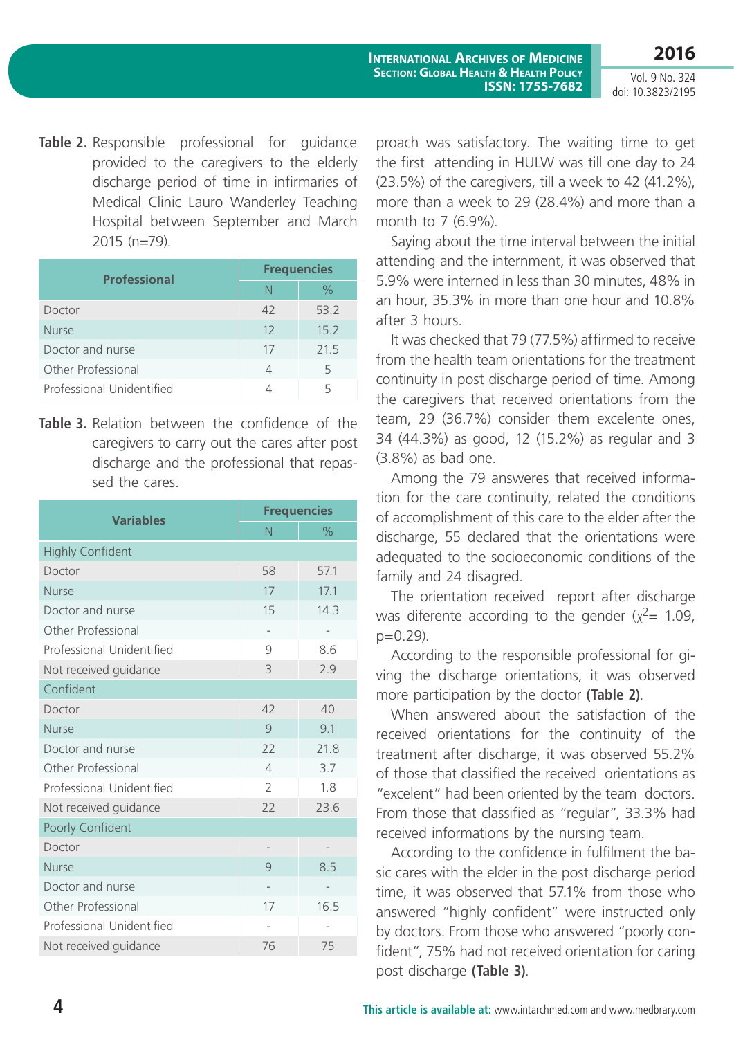**Table 2.** Responsible professional for guidance provided to the caregivers to the elderly discharge period of time in infirmaries of Medical Clinic Lauro Wanderley Teaching Hospital between September and March 2015 (n=79).

| Professional | Frequencies | |
|---|---|---|
| | N | % |
| Doctor | 42 | 53.2 |
| Nurse | 12 | 15.2 |
| Doctor and nurse | 17 | 21.5 |
| Other Professional | 4 | 5 |
| Professional Unidentified | 4 | 5 |

**Table 3.** Relation between the confidence of the caregivers to carry out the cares after post discharge and the professional that repassed the cares.

| Variables | Frequencies | |
|---|---|---|
| | N | % |
| Highly Confident | | |
| Doctor | 58 | 57.1 |
| Nurse | 17 | 17.1 |
| Doctor and nurse | 15 | 14.3 |
| Other Professional | - | - |
| Professional Unidentified | 9 | 8.6 |
| Not received guidance | 3 | 2.9 |
| Confident | | |
| Doctor | 42 | 40 |
| Nurse | 9 | 9.1 |
| Doctor and nurse | 22 | 21.8 |
| Other Professional | 4 | 3.7 |
| Professional Unidentified | 2 | 1.8 |
| Not received guidance | 22 | 23.6 |
| Poorly Confident | | |
| Doctor | - | - |
| Nurse | 9 | 8.5 |
| Doctor and nurse | - | - |
| Other Professional | 17 | 16.5 |
| Professional Unidentified | - | - |
| Not received guidance | 76 | 75 |

proach was satisfactory. The waiting time to get the first attending in HULW was till one day to 24 (23.5%) of the caregivers, till a week to 42 (41.2%), more than a week to 29 (28.4%) and more than a month to 7 (6.9%).

Saying about the time interval between the initial attending and the internment, it was observed that 5.9% were interned in less than 30 minutes, 48% in an hour, 35.3% in more than one hour and 10.8% after 3 hours.

It was checked that 79 (77.5%) affirmed to receive from the health team orientations for the treatment continuity in post discharge period of time. Among the caregivers that received orientations from the team, 29 (36.7%) consider them excelente ones, 34 (44.3%) as good, 12 (15.2%) as regular and 3 (3.8%) as bad one.

Among the 79 answeres that received information for the care continuity, related the conditions of accomplishment of this care to the elder after the discharge, 55 declared that the orientations were adequated to the socioeconomic conditions of the family and 24 disagred.

The orientation received report after discharge was diferente according to the gender ($\chi^2$= 1.09, p=0.29).

According to the responsible professional for giving the discharge orientations, it was observed more participation by the doctor **(Table 2)**.

When answered about the satisfaction of the received orientations for the continuity of the treatment after discharge, it was observed 55.2% of those that classified the received orientations as "excelent" had been oriented by the team doctors. From those that classified as "regular", 33.3% had received informations by the nursing team.

According to the confidence in fulfilment the basic cares with the elder in the post discharge period time, it was observed that 57.1% from those who answered "highly confident" were instructed only by doctors. From those who answered "poorly confident", 75% had not received orientation for caring post discharge **(Table 3)**.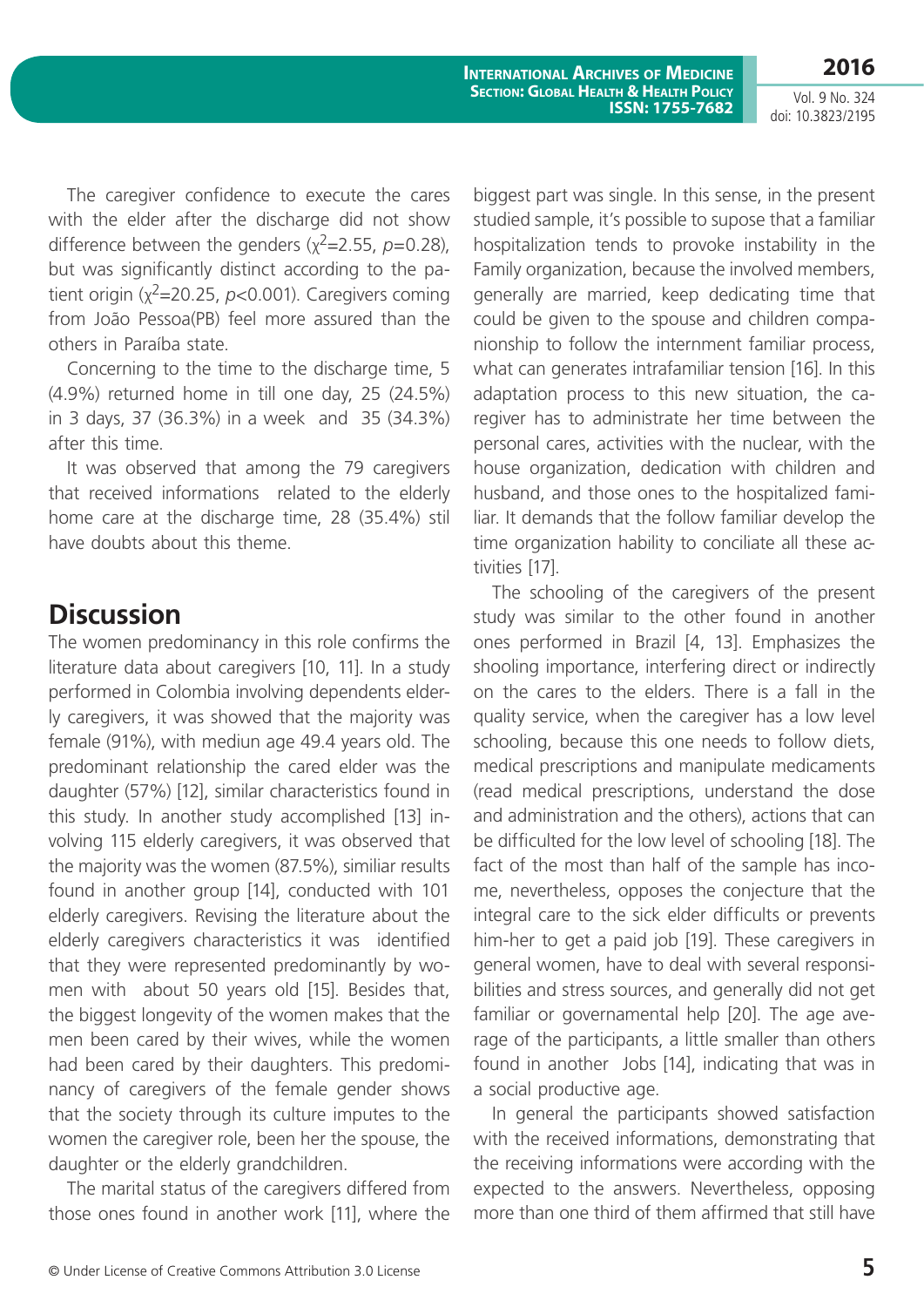The caregiver confidence to execute the cares with the elder after the discharge did not show difference between the genders ($\chi^2$=2.55, *p*=0.28), but was significantly distinct according to the patient origin ($\chi^2$=20.25, *p*<0.001). Caregivers coming from João Pessoa(PB) feel more assured than the others in Paraíba state.

Concerning to the time to the discharge time, 5 (4.9%) returned home in till one day, 25 (24.5%) in 3 days, 37 (36.3%) in a week and 35 (34.3%) after this time.

It was observed that among the 79 caregivers that received informations related to the elderly home care at the discharge time, 28 (35.4%) stil have doubts about this theme.

## Discussion

The women predominancy in this role confirms the literature data about caregivers [10, 11]. In a study performed in Colombia involving dependents elderly caregivers, it was showed that the majority was female (91%), with mediun age 49.4 years old. The predominant relationship the cared elder was the daughter (57%) [12], similar characteristics found in this study. In another study accomplished [13] involving 115 elderly caregivers, it was observed that the majority was the women (87.5%), similiar results found in another group [14], conducted with 101 elderly caregivers. Revising the literature about the elderly caregivers characteristics it was identified that they were represented predominantly by women with about 50 years old [15]. Besides that, the biggest longevity of the women makes that the men been cared by their wives, while the women had been cared by their daughters. This predominancy of caregivers of the female gender shows that the society through its culture imputes to the women the caregiver role, been her the spouse, the daughter or the elderly grandchildren.

The marital status of the caregivers differed from those ones found in another work [11], where the biggest part was single. In this sense, in the present studied sample, it's possible to supose that a familiar hospitalization tends to provoke instability in the Family organization, because the involved members, generally are married, keep dedicating time that could be given to the spouse and children companionship to follow the internment familiar process, what can generates intrafamiliar tension [16]. In this adaptation process to this new situation, the caregiver has to administrate her time between the personal cares, activities with the nuclear, with the house organization, dedication with children and husband, and those ones to the hospitalized familiar. It demands that the follow familiar develop the time organization hability to conciliate all these activities [17].

The schooling of the caregivers of the present study was similar to the other found in another ones performed in Brazil [4, 13]. Emphasizes the shooling importance, interfering direct or indirectly on the cares to the elders. There is a fall in the quality service, when the caregiver has a low level schooling, because this one needs to follow diets, medical prescriptions and manipulate medicaments (read medical prescriptions, understand the dose and administration and the others), actions that can be difficulted for the low level of schooling [18]. The fact of the most than half of the sample has income, nevertheless, opposes the conjecture that the integral care to the sick elder difficults or prevents him-her to get a paid job [19]. These caregivers in general women, have to deal with several responsibilities and stress sources, and generally did not get familiar or governamental help [20]. The age average of the participants, a little smaller than others found in another Jobs [14], indicating that was in a social productive age.

In general the participants showed satisfaction with the received informations, demonstrating that the receiving informations were according with the expected to the answers. Nevertheless, opposing more than one third of them affirmed that still have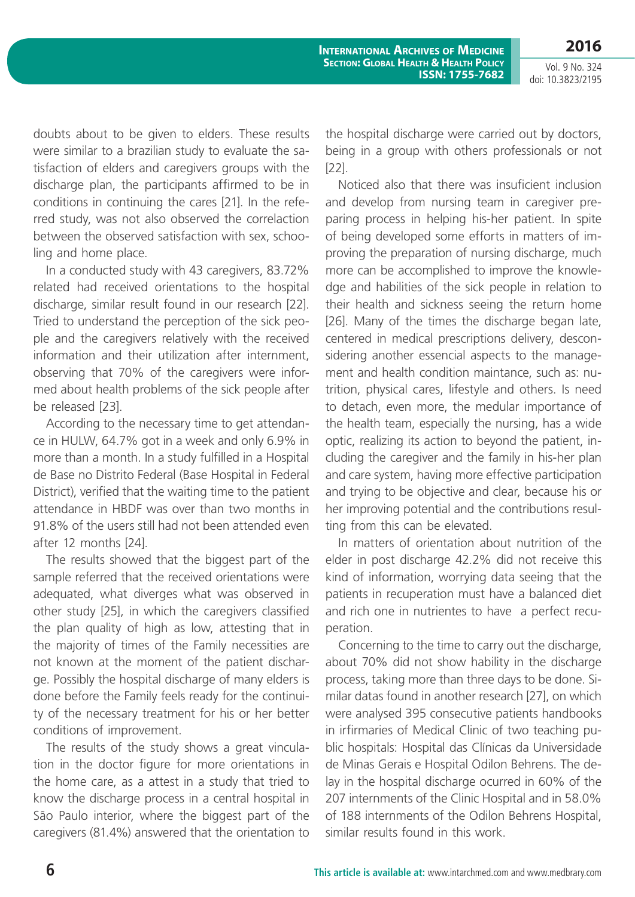doubts about to be given to elders. These results were similar to a brazilian study to evaluate the satisfaction of elders and caregivers groups with the discharge plan, the participants affirmed to be in conditions in continuing the cares [21]. In the referred study, was not also observed the correlaction between the observed satisfaction with sex, schooling and home place.

In a conducted study with 43 caregivers, 83.72% related had received orientations to the hospital discharge, similar result found in our research [22]. Tried to understand the perception of the sick people and the caregivers relatively with the received information and their utilization after internment, observing that 70% of the caregivers were informed about health problems of the sick people after be released [23].

According to the necessary time to get attendance in HULW, 64.7% got in a week and only 6.9% in more than a month. In a study fulfilled in a Hospital de Base no Distrito Federal (Base Hospital in Federal District), verified that the waiting time to the patient attendance in HBDF was over than two months in 91.8% of the users still had not been attended even after 12 months [24].

The results showed that the biggest part of the sample referred that the received orientations were adequated, what diverges what was observed in other study [25], in which the caregivers classified the plan quality of high as low, attesting that in the majority of times of the Family necessities are not known at the moment of the patient discharge. Possibly the hospital discharge of many elders is done before the Family feels ready for the continuity of the necessary treatment for his or her better conditions of improvement.

The results of the study shows a great vinculation in the doctor figure for more orientations in the home care, as a attest in a study that tried to know the discharge process in a central hospital in São Paulo interior, where the biggest part of the caregivers (81.4%) answered that the orientation to the hospital discharge were carried out by doctors, being in a group with others professionals or not [22].

Noticed also that there was insuficient inclusion and develop from nursing team in caregiver preparing process in helping his-her patient. In spite of being developed some efforts in matters of improving the preparation of nursing discharge, much more can be accomplished to improve the knowledge and habilities of the sick people in relation to their health and sickness seeing the return home [26]. Many of the times the discharge began late, centered in medical prescriptions delivery, desconsidering another essencial aspects to the management and health condition maintance, such as: nutrition, physical cares, lifestyle and others. Is need to detach, even more, the medular importance of the health team, especially the nursing, has a wide optic, realizing its action to beyond the patient, including the caregiver and the family in his-her plan and care system, having more effective participation and trying to be objective and clear, because his or her improving potential and the contributions resulting from this can be elevated.

In matters of orientation about nutrition of the elder in post discharge 42.2% did not receive this kind of information, worrying data seeing that the patients in recuperation must have a balanced diet and rich one in nutrientes to have a perfect recuperation.

Concerning to the time to carry out the discharge, about 70% did not show hability in the discharge process, taking more than three days to be done. Similar datas found in another research [27], on which were analysed 395 consecutive patients handbooks in irfirmaries of Medical Clinic of two teaching public hospitals: Hospital das Clínicas da Universidade de Minas Gerais e Hospital Odilon Behrens. The delay in the hospital discharge ocurred in 60% of the 207 internments of the Clinic Hospital and in 58.0% of 188 internments of the Odilon Behrens Hospital, similar results found in this work.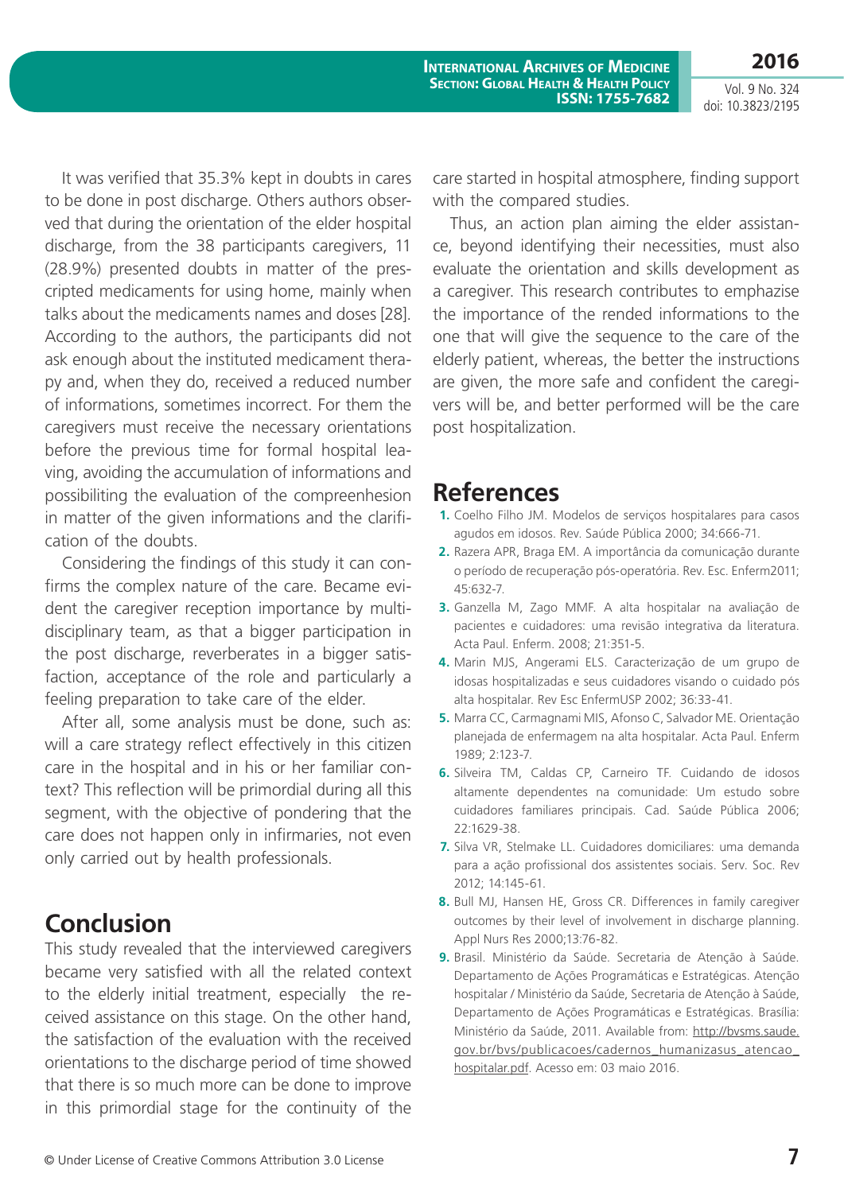It was verified that 35.3% kept in doubts in cares to be done in post discharge. Others authors observed that during the orientation of the elder hospital discharge, from the 38 participants caregivers, 11 (28.9%) presented doubts in matter of the prescripted medicaments for using home, mainly when talks about the medicaments names and doses [28]. According to the authors, the participants did not ask enough about the instituted medicament therapy and, when they do, received a reduced number of informations, sometimes incorrect. For them the caregivers must receive the necessary orientations before the previous time for formal hospital leaving, avoiding the accumulation of informations and possibiliting the evaluation of the compreenhesion in matter of the given informations and the clarification of the doubts.

Considering the findings of this study it can confirms the complex nature of the care. Became evident the caregiver reception importance by multidisciplinary team, as that a bigger participation in the post discharge, reverberates in a bigger satisfaction, acceptance of the role and particularly a feeling preparation to take care of the elder.

After all, some analysis must be done, such as: will a care strategy reflect effectively in this citizen care in the hospital and in his or her familiar context? This reflection will be primordial during all this segment, with the objective of pondering that the care does not happen only in infirmaries, not even only carried out by health professionals.

## Conclusion

This study revealed that the interviewed caregivers became very satisfied with all the related context to the elderly initial treatment, especially the received assistance on this stage. On the other hand, the satisfaction of the evaluation with the received orientations to the discharge period of time showed that there is so much more can be done to improve in this primordial stage for the continuity of the care started in hospital atmosphere, finding support with the compared studies.

Thus, an action plan aiming the elder assistance, beyond identifying their necessities, must also evaluate the orientation and skills development as a caregiver. This research contributes to emphazise the importance of the rended informations to the one that will give the sequence to the care of the elderly patient, whereas, the better the instructions are given, the more safe and confident the caregivers will be, and better performed will be the care post hospitalization.

## References

1. Coelho Filho JM. Modelos de serviços hospitalares para casos agudos em idosos. Rev. Saúde Pública 2000; 34:666-71.
2. Razera APR, Braga EM. A importância da comunicação durante o período de recuperação pós-operatória. Rev. Esc. Enferm2011; 45:632-7.
3. Ganzella M, Zago MMF. A alta hospitalar na avaliação de pacientes e cuidadores: uma revisão integrativa da literatura. Acta Paul. Enferm. 2008; 21:351-5.
4. Marin MJS, Angerami ELS. Caracterização de um grupo de idosas hospitalizadas e seus cuidadores visando o cuidado pós alta hospitalar. Rev Esc EnfermUSP 2002; 36:33-41.
5. Marra CC, Carmagnami MIS, Afonso C, Salvador ME. Orientação planejada de enfermagem na alta hospitalar. Acta Paul. Enferm 1989; 2:123-7.
6. Silveira TM, Caldas CP, Carneiro TF. Cuidando de idosos altamente dependentes na comunidade: Um estudo sobre cuidadores familiares principais. Cad. Saúde Pública 2006; 22:1629-38.
7. Silva VR, Stelmake LL. Cuidadores domiciliares: uma demanda para a ação profissional dos assistentes sociais. Serv. Soc. Rev 2012; 14:145-61.
8. Bull MJ, Hansen HE, Gross CR. Differences in family caregiver outcomes by their level of involvement in discharge planning. Appl Nurs Res 2000;13:76-82.
9. Brasil. Ministério da Saúde. Secretaria de Atenção à Saúde. Departamento de Ações Programáticas e Estratégicas. Atenção hospitalar / Ministério da Saúde, Secretaria de Atenção à Saúde, Departamento de Ações Programáticas e Estratégicas. Brasília: Ministério da Saúde, 2011. Available from: http://bvsms.saude.gov.br/bvs/publicacoes/cadernos_humanizasus_atencao_hospitalar.pdf. Acesso em: 03 maio 2016.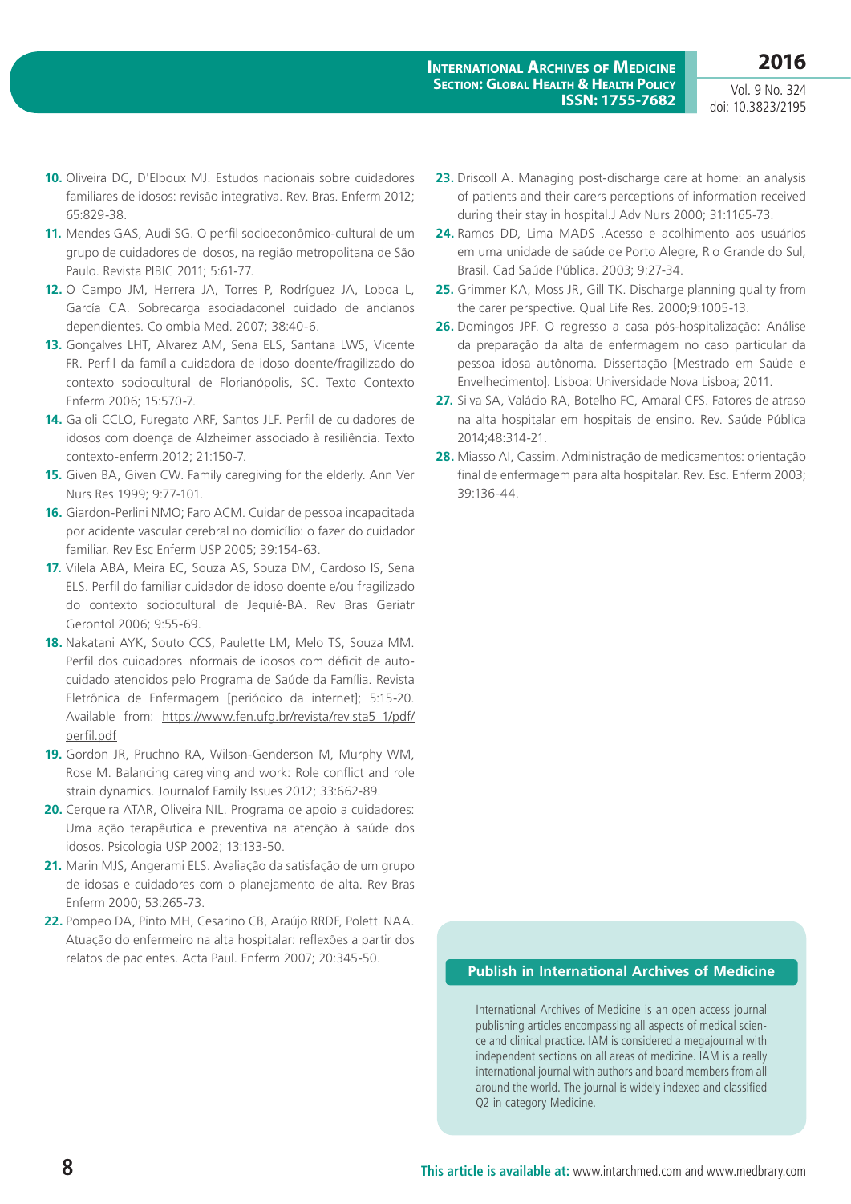10. Oliveira DC, D'Elboux MJ. Estudos nacionais sobre cuidadores familiares de idosos: revisão integrativa. Rev. Bras. Enferm 2012; 65:829-38.
11. Mendes GAS, Audi SG. O perfil socioeconômico-cultural de um grupo de cuidadores de idosos, na região metropolitana de São Paulo. Revista PIBIC 2011; 5:61-77.
12. O Campo JM, Herrera JA, Torres P, Rodríguez JA, Loboa L, García CA. Sobrecarga asociadaconel cuidado de ancianos dependientes. Colombia Med. 2007; 38:40-6.
13. Gonçalves LHT, Alvarez AM, Sena ELS, Santana LWS, Vicente FR. Perfil da família cuidadora de idoso doente/fragilizado do contexto sociocultural de Florianópolis, SC. Texto Contexto Enferm 2006; 15:570-7.
14. Gaioli CCLO, Furegato ARF, Santos JLF. Perfil de cuidadores de idosos com doença de Alzheimer associado à resiliência. Texto contexto-enferm.2012; 21:150-7.
15. Given BA, Given CW. Family caregiving for the elderly. Ann Ver Nurs Res 1999; 9:77-101.
16. Giardon-Perlini NMO; Faro ACM. Cuidar de pessoa incapacitada por acidente vascular cerebral no domicílio: o fazer do cuidador familiar. Rev Esc Enferm USP 2005; 39:154-63.
17. Vilela ABA, Meira EC, Souza AS, Souza DM, Cardoso IS, Sena ELS. Perfil do familiar cuidador de idoso doente e/ou fragilizado do contexto sociocultural de Jequié-BA. Rev Bras Geriatr Gerontol 2006; 9:55-69.
18. Nakatani AYK, Souto CCS, Paulette LM, Melo TS, Souza MM. Perfil dos cuidadores informais de idosos com déficit de auto-cuidado atendidos pelo Programa de Saúde da Família. Revista Eletrônica de Enfermagem [periódico da internet]; 5:15-20. Available from: https://www.fen.ufg.br/revista/revista5_1/pdf/perfil.pdf
19. Gordon JR, Pruchno RA, Wilson-Genderson M, Murphy WM, Rose M. Balancing caregiving and work: Role conflict and role strain dynamics. Journalof Family Issues 2012; 33:662-89.
20. Cerqueira ATAR, Oliveira NIL. Programa de apoio a cuidadores: Uma ação terapêutica e preventiva na atenção à saúde dos idosos. Psicologia USP 2002; 13:133-50.
21. Marin MJS, Angerami ELS. Avaliação da satisfação de um grupo de idosas e cuidadores com o planejamento de alta. Rev Bras Enferm 2000; 53:265-73.
22. Pompeo DA, Pinto MH, Cesarino CB, Araújo RRDF, Poletti NAA. Atuação do enfermeiro na alta hospitalar: reflexões a partir dos relatos de pacientes. Acta Paul. Enferm 2007; 20:345-50.
23. Driscoll A. Managing post-discharge care at home: an analysis of patients and their carers perceptions of information received during their stay in hospital.J Adv Nurs 2000; 31:1165-73.
24. Ramos DD, Lima MADS .Acesso e acolhimento aos usuários em uma unidade de saúde de Porto Alegre, Rio Grande do Sul, Brasil. Cad Saúde Pública. 2003; 9:27-34.
25. Grimmer KA, Moss JR, Gill TK. Discharge planning quality from the carer perspective. Qual Life Res. 2000;9:1005-13.
26. Domingos JPF. O regresso a casa pós-hospitalização: Análise da preparação da alta de enfermagem no caso particular da pessoa idosa autônoma. Dissertação [Mestrado em Saúde e Envelhecimento]. Lisboa: Universidade Nova Lisboa; 2011.
27. Silva SA, Valácio RA, Botelho FC, Amaral CFS. Fatores de atraso na alta hospitalar em hospitais de ensino. Rev. Saúde Pública 2014;48:314-21.
28. Miasso AI, Cassim. Administração de medicamentos: orientação final de enfermagem para alta hospitalar. Rev. Esc. Enferm 2003; 39:136-44.

**Publish in International Archives of Medicine**

International Archives of Medicine is an open access journal publishing articles encompassing all aspects of medical science and clinical practice. IAM is considered a megajournal with independent sections on all areas of medicine. IAM is a really international journal with authors and board members from all around the world. The journal is widely indexed and classified Q2 in category Medicine.